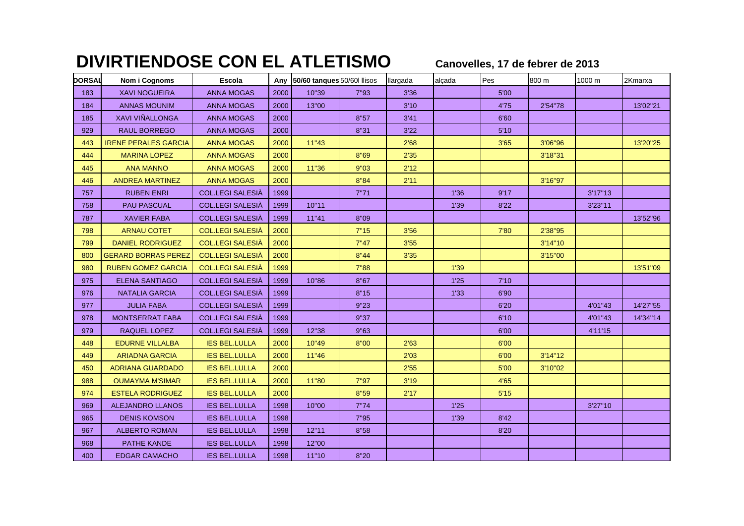# DIVIRTIENDOSE CON EL ATLETISMO

**Canovelles, 17 de febrer de 2013**

| DORSAL | Nom i Cognoms | Escola | Any | 50/60 tanques | 50/60l llisos | llargada | alçada | Pes | 800 m | 1000 m | 2Kmarxa |
|---|---|---|---|---|---|---|---|---|---|---|---|
| 183 | XAVI NOGUEIRA | ANNA MOGAS | 2000 | 10"39 | 7"93 | 3'36 | | 5'00 | | | |
| 184 | ANNAS MOUNIM | ANNA MOGAS | 2000 | 13"00 | | 3'10 | | 4'75 | 2'54"78 | | 13'02"21 |
| 185 | XAVI VIÑALLONGA | ANNA MOGAS | 2000 | | 8"57 | 3'41 | | 6'60 | | | |
| 929 | RAUL BORREGO | ANNA MOGAS | 2000 | | 8"31 | 3'22 | | 5'10 | | | |
| 443 | IRENE PERALES GARCIA | ANNA MOGAS | 2000 | 11"43 | | 2'68 | | 3'65 | 3'06"96 | | 13'20"25 |
| 444 | MARINA LOPEZ | ANNA MOGAS | 2000 | | 8"69 | 2'35 | | | 3'18"31 | | |
| 445 | ANA MANNO | ANNA MOGAS | 2000 | 11"36 | 9"03 | 2'12 | | | | | |
| 446 | ANDREA MARTINEZ | ANNA MOGAS | 2000 | | 8"84 | 2'11 | | | 3'16"97 | | |
| 757 | RUBEN ENRI | COL.LEGI SALESIÀ | 1999 | | 7"71 | | 1'36 | 9'17 | | 3'17"13 | |
| 758 | PAU PASCUAL | COL.LEGI SALESIÀ | 1999 | 10"11 | | | 1'39 | 8'22 | | 3'23"11 | |
| 787 | XAVIER FABA | COL.LEGI SALESIÀ | 1999 | 11"41 | 8"09 | | | | | | 13'52"96 |
| 798 | ARNAU COTET | COL.LEGI SALESIÀ | 2000 | | 7"15 | 3'56 | | 7'80 | 2'38"95 | | |
| 799 | DANIEL RODRIGUEZ | COL.LEGI SALESIÀ | 2000 | | 7"47 | 3'55 | | | 3'14"10 | | |
| 800 | GERARD BORRAS PEREZ | COL.LEGI SALESIÀ | 2000 | | 8"44 | 3'35 | | | 3'15"00 | | |
| 980 | RUBEN GOMEZ GARCIA | COL.LEGI SALESIÀ | 1999 | | 7"88 | | 1'39 | | | | 13'51"09 |
| 975 | ELENA SANTIAGO | COL.LEGI SALESIÀ | 1999 | 10"86 | 8"67 | | 1'25 | 7'10 | | | |
| 976 | NATALIA GARCIA | COL.LEGI SALESIÀ | 1999 | | 8"15 | | 1'33 | 6'90 | | | |
| 977 | JULIA FABA | COL.LEGI SALESIÀ | 1999 | | 9"23 | | | 6'20 | | 4'01"43 | 14'27"55 |
| 978 | MONTSERRAT FABA | COL.LEGI SALESIÀ | 1999 | | 9"37 | | | 6'10 | | 4'01"43 | 14'34"14 |
| 979 | RAQUEL LOPEZ | COL.LEGI SALESIÀ | 1999 | 12"38 | 9"63 | | | 6'00 | | 4'11'15 | |
| 448 | EDURNE VILLALBA | IES BEL.LULLA | 2000 | 10"49 | 8"00 | 2'63 | | 6'00 | | | |
| 449 | ARIADNA GARCIA | IES BEL.LULLA | 2000 | 11"46 | | 2'03 | | 6'00 | 3'14"12 | | |
| 450 | ADRIANA GUARDADO | IES BEL.LULLA | 2000 | | | 2'55 | | 5'00 | 3'10"02 | | |
| 988 | OUMAYMA M'SIMAR | IES BEL.LULLA | 2000 | 11"80 | 7"97 | 3'19 | | 4'65 | | | |
| 974 | ESTELA RODRIGUEZ | IES BEL.LULLA | 2000 | | 8"59 | 2'17 | | 5'15 | | | |
| 969 | ALEJANDRO LLANOS | IES BEL.LULLA | 1998 | 10"00 | 7"74 | | 1'25 | | | 3'27"10 | |
| 965 | DENIS KOMSON | IES BEL.LULLA | 1998 | | 7"95 | | 1'39 | 8'42 | | | |
| 967 | ALBERTO ROMAN | IES BEL.LULLA | 1998 | 12"11 | 8"58 | | | 8'20 | | | |
| 968 | PATHE KANDE | IES BEL.LULLA | 1998 | 12"00 | | | | | | | |
| 400 | EDGAR CAMACHO | IES BEL.LULLA | 1998 | 11"10 | 8"20 | | | | | | |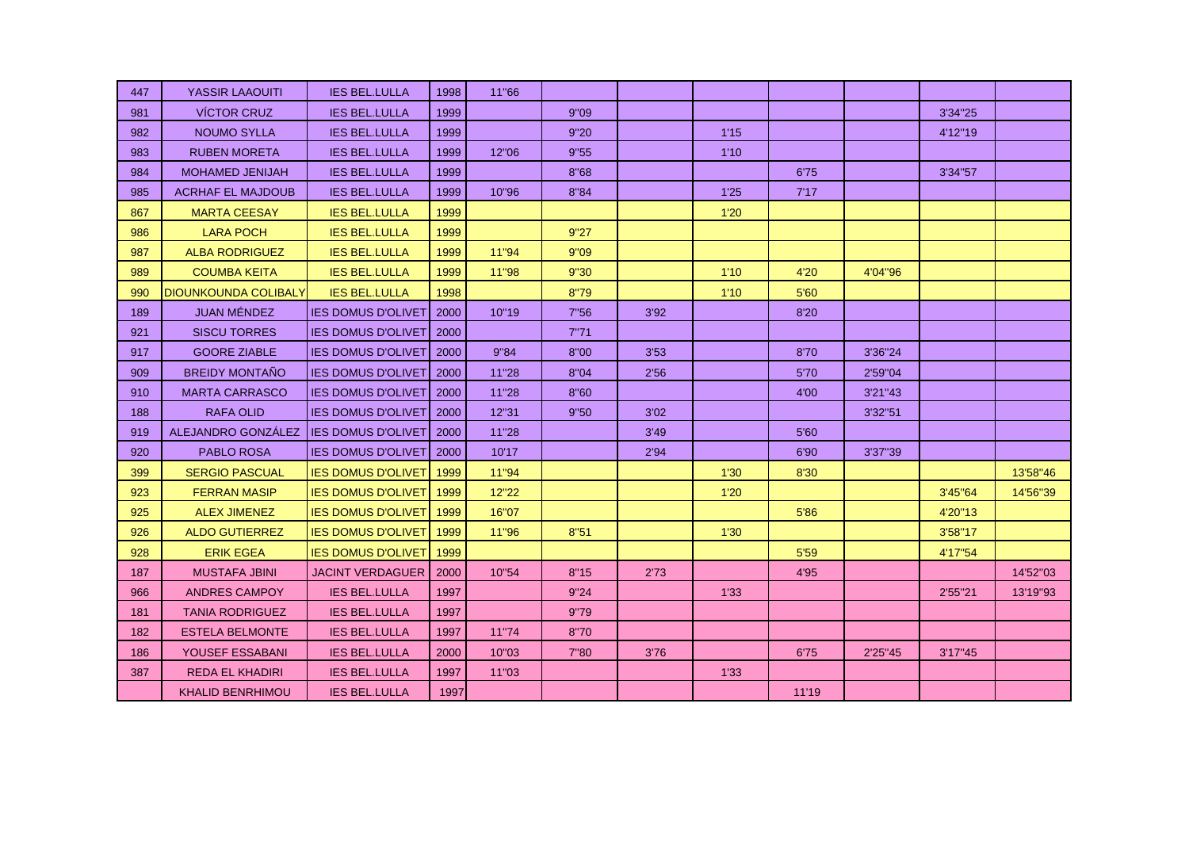| | | | | | | | | | | | |
|---|---|---|---|---|---|---|---|---|---|---|---|
| 447 | YASSIR LAAOUITI | IES BEL.LULLA | 1998 | 11"66 | | | | | | | |
| 981 | VÍCTOR CRUZ | IES BEL.LULLA | 1999 | | 9"09 | | | | | 3'34"25 | |
| 982 | NOUMO SYLLA | IES BEL.LULLA | 1999 | | 9"20 | | 1'15 | | | 4'12"19 | |
| 983 | RUBEN MORETA | IES BEL.LULLA | 1999 | 12"06 | 9"55 | | 1'10 | | | | |
| 984 | MOHAMED JENIJAH | IES BEL.LULLA | 1999 | | 8"68 | | | 6'75 | | 3'34"57 | |
| 985 | ACRHAF EL MAJDOUB | IES BEL.LULLA | 1999 | 10"96 | 8"84 | | 1'25 | 7'17 | | | |
| 867 | MARTA CEESAY | IES BEL.LULLA | 1999 | | | | 1'20 | | | | |
| 986 | LARA POCH | IES BEL.LULLA | 1999 | | 9"27 | | | | | | |
| 987 | ALBA RODRIGUEZ | IES BEL.LULLA | 1999 | 11"94 | 9"09 | | | | | | |
| 989 | COUMBA KEITA | IES BEL.LULLA | 1999 | 11"98 | 9"30 | | 1'10 | 4'20 | 4'04"96 | | |
| 990 | DIOUNKOUNDA COLIBALY | IES BEL.LULLA | 1998 | | 8"79 | | 1'10 | 5'60 | | | |
| 189 | JUAN MÉNDEZ | IES DOMUS D'OLIVET | 2000 | 10"19 | 7"56 | 3'92 | | 8'20 | | | |
| 921 | SISCU TORRES | IES DOMUS D'OLIVET | 2000 | | 7"71 | | | | | | |
| 917 | GOORE ZIABLE | IES DOMUS D'OLIVET | 2000 | 9"84 | 8"00 | 3'53 | | 8'70 | 3'36"24 | | |
| 909 | BREIDY MONTAÑO | IES DOMUS D'OLIVET | 2000 | 11"28 | 8"04 | 2'56 | | 5'70 | 2'59"04 | | |
| 910 | MARTA CARRASCO | IES DOMUS D'OLIVET | 2000 | 11"28 | 8"60 | | | 4'00 | 3'21"43 | | |
| 188 | RAFA OLID | IES DOMUS D'OLIVET | 2000 | 12"31 | 9"50 | 3'02 | | | 3'32"51 | | |
| 919 | ALEJANDRO GONZÁLEZ | IES DOMUS D'OLIVET | 2000 | 11"28 | | 3'49 | | 5'60 | | | |
| 920 | PABLO ROSA | IES DOMUS D'OLIVET | 2000 | 10'17 | | 2'94 | | 6'90 | 3'37"39 | | |
| 399 | SERGIO PASCUAL | IES DOMUS D'OLIVET | 1999 | 11"94 | | | 1'30 | 8'30 | | | 13'58"46 |
| 923 | FERRAN MASIP | IES DOMUS D'OLIVET | 1999 | 12"22 | | | 1'20 | | | 3'45"64 | 14'56"39 |
| 925 | ALEX JIMENEZ | IES DOMUS D'OLIVET | 1999 | 16"07 | | | | 5'86 | | 4'20"13 | |
| 926 | ALDO GUTIERREZ | IES DOMUS D'OLIVET | 1999 | 11"96 | 8"51 | | 1'30 | | | 3'58"17 | |
| 928 | ERIK EGEA | IES DOMUS D'OLIVET | 1999 | | | | | 5'59 | | 4'17"54 | |
| 187 | MUSTAFA JBINI | JACINT VERDAGUER | 2000 | 10"54 | 8"15 | 2'73 | | 4'95 | | | 14'52"03 |
| 966 | ANDRES CAMPOY | IES BEL.LULLA | 1997 | | 9"24 | | 1'33 | | | 2'55"21 | 13'19"93 |
| 181 | TANIA RODRIGUEZ | IES BEL.LULLA | 1997 | | 9"79 | | | | | | |
| 182 | ESTELA BELMONTE | IES BEL.LULLA | 1997 | 11"74 | 8"70 | | | | | | |
| 186 | YOUSEF ESSABANI | IES BEL.LULLA | 2000 | 10"03 | 7"80 | 3'76 | | 6'75 | 2'25"45 | 3'17"45 | |
| 387 | REDA EL KHADIRI | IES BEL.LULLA | 1997 | 11"03 | | | 1'33 | | | | |
| | KHALID BENRHIMOU | IES BEL.LULLA | 1997 | | | | | 11'19 | | | |